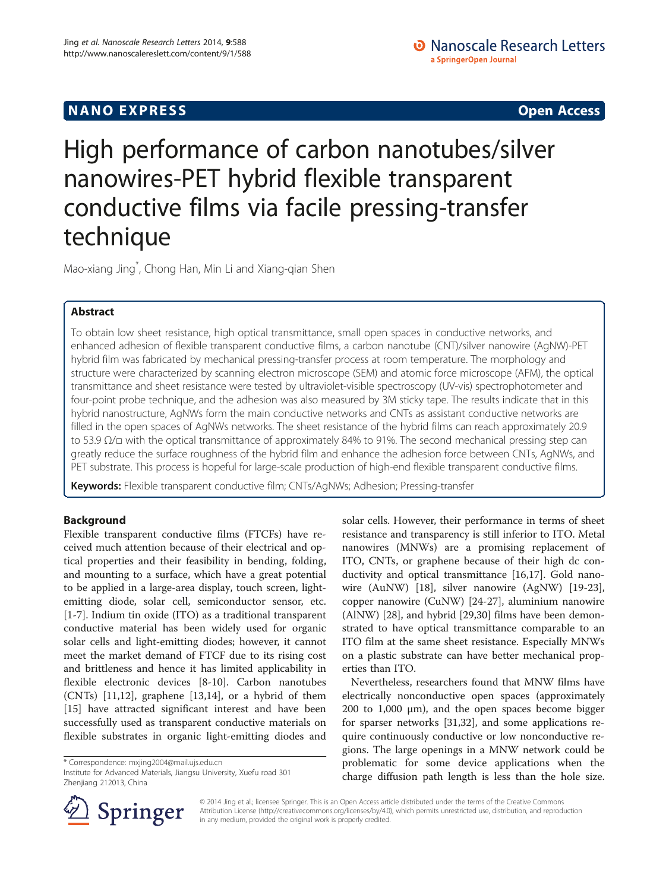NANO EXPRESS **Open Access**

# High performance of carbon nanotubes/silver nanowires-PET hybrid flexible transparent conductive films via facile pressing-transfer technique

Mao-xiang Jing*, Chong Han, Min Li and Xiang-qian Shen

## Abstract

To obtain low sheet resistance, high optical transmittance, small open spaces in conductive networks, and enhanced adhesion of flexible transparent conductive films, a carbon nanotube (CNT)/silver nanowire (AgNW)-PET hybrid film was fabricated by mechanical pressing-transfer process at room temperature. The morphology and structure were characterized by scanning electron microscope (SEM) and atomic force microscope (AFM), the optical transmittance and sheet resistance were tested by ultraviolet-visible spectroscopy (UV-vis) spectrophotometer and four-point probe technique, and the adhesion was also measured by 3M sticky tape. The results indicate that in this hybrid nanostructure, AgNWs form the main conductive networks and CNTs as assistant conductive networks are filled in the open spaces of AgNWs networks. The sheet resistance of the hybrid films can reach approximately 20.9 to 53.9 Ω/□ with the optical transmittance of approximately 84% to 91%. The second mechanical pressing step can greatly reduce the surface roughness of the hybrid film and enhance the adhesion force between CNTs, AgNWs, and PET substrate. This process is hopeful for large-scale production of high-end flexible transparent conductive films.

**Keywords:** Flexible transparent conductive film; CNTs/AgNWs; Adhesion; Pressing-transfer

## Background

Flexible transparent conductive films (FTCFs) have received much attention because of their electrical and optical properties and their feasibility in bending, folding, and mounting to a surface, which have a great potential to be applied in a large-area display, touch screen, light-emitting diode, solar cell, semiconductor sensor, etc. [1-7]. Indium tin oxide (ITO) as a traditional transparent conductive material has been widely used for organic solar cells and light-emitting diodes; however, it cannot meet the market demand of FTCF due to its rising cost and brittleness and hence it has limited applicability in flexible electronic devices [8-10]. Carbon nanotubes (CNTs) [11,12], graphene [13,14], or a hybrid of them [15] have attracted significant interest and have been successfully used as transparent conductive materials on flexible substrates in organic light-emitting diodes and solar cells. However, their performance in terms of sheet resistance and transparency is still inferior to ITO. Metal nanowires (MNWs) are a promising replacement of ITO, CNTs, or graphene because of their high dc conductivity and optical transmittance [16,17]. Gold nanowire (AuNW) [18], silver nanowire (AgNW) [19-23], copper nanowire (CuNW) [24-27], aluminium nanowire (AlNW) [28], and hybrid [29,30] films have been demonstrated to have optical transmittance comparable to an ITO film at the same sheet resistance. Especially MNWs on a plastic substrate can have better mechanical properties than ITO.

Nevertheless, researchers found that MNW films have electrically nonconductive open spaces (approximately 200 to 1,000 μm), and the open spaces become bigger for sparser networks [31,32], and some applications require continuously conductive or low nonconductive regions. The large openings in a MNW network could be problematic for some device applications when the charge diffusion path length is less than the hole size.

* Correspondence: mxjing2004@mail.ujs.edu.cn
Institute for Advanced Materials, Jiangsu University, Xuefu road 301 Zhenjiang 212013, China

© 2014 Jing et al.; licensee Springer. This is an Open Access article distributed under the terms of the Creative Commons Attribution License (http://creativecommons.org/licenses/by/4.0), which permits unrestricted use, distribution, and reproduction in any medium, provided the original work is properly credited.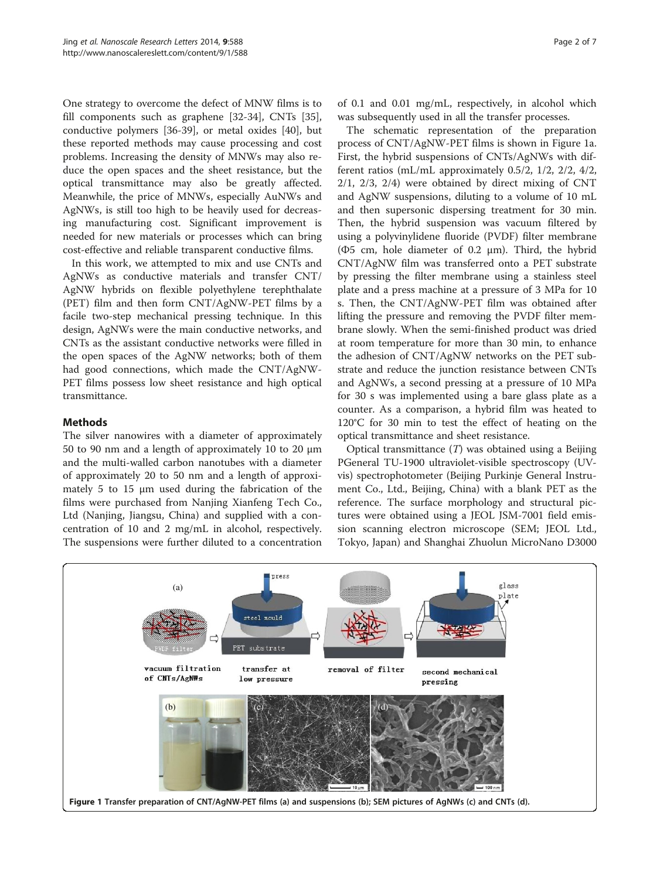One strategy to overcome the defect of MNW films is to fill components such as graphene [32-34], CNTs [35], conductive polymers [36-39], or metal oxides [40], but these reported methods may cause processing and cost problems. Increasing the density of MNWs may also reduce the open spaces and the sheet resistance, but the optical transmittance may also be greatly affected. Meanwhile, the price of MNWs, especially AuNWs and AgNWs, is still too high to be heavily used for decreasing manufacturing cost. Significant improvement is needed for new materials or processes which can bring cost-effective and reliable transparent conductive films.

In this work, we attempted to mix and use CNTs and AgNWs as conductive materials and transfer CNT/AgNW hybrids on flexible polyethylene terephthalate (PET) film and then form CNT/AgNW-PET films by a facile two-step mechanical pressing technique. In this design, AgNWs were the main conductive networks, and CNTs as the assistant conductive networks were filled in the open spaces of the AgNW networks; both of them had good connections, which made the CNT/AgNW-PET films possess low sheet resistance and high optical transmittance.

## Methods

The silver nanowires with a diameter of approximately 50 to 90 nm and a length of approximately 10 to 20 μm and the multi-walled carbon nanotubes with a diameter of approximately 20 to 50 nm and a length of approximately 5 to 15 μm used during the fabrication of the films were purchased from Nanjing Xianfeng Tech Co., Ltd (Nanjing, Jiangsu, China) and supplied with a concentration of 10 and 2 mg/mL in alcohol, respectively. The suspensions were further diluted to a concentration of 0.1 and 0.01 mg/mL, respectively, in alcohol which was subsequently used in all the transfer processes.

The schematic representation of the preparation process of CNT/AgNW-PET films is shown in Figure 1a. First, the hybrid suspensions of CNTs/AgNWs with different ratios (mL/mL approximately 0.5/2, 1/2, 2/2, 4/2, 2/1, 2/3, 2/4) were obtained by direct mixing of CNT and AgNW suspensions, diluting to a volume of 10 mL and then supersonic dispersing treatment for 30 min. Then, the hybrid suspension was vacuum filtered by using a polyvinylidene fluoride (PVDF) filter membrane (Φ5 cm, hole diameter of 0.2 μm). Third, the hybrid CNT/AgNW film was transferred onto a PET substrate by pressing the filter membrane using a stainless steel plate and a press machine at a pressure of 3 MPa for 10 s. Then, the CNT/AgNW-PET film was obtained after lifting the pressure and removing the PVDF filter membrane slowly. When the semi-finished product was dried at room temperature for more than 30 min, to enhance the adhesion of CNT/AgNW networks on the PET substrate and reduce the junction resistance between CNTs and AgNWs, a second pressing at a pressure of 10 MPa for 30 s was implemented using a bare glass plate as a counter. As a comparison, a hybrid film was heated to 120°C for 30 min to test the effect of heating on the optical transmittance and sheet resistance.

Optical transmittance ($T$) was obtained using a Beijing PGeneral TU-1900 ultraviolet-visible spectroscopy (UV-vis) spectrophotometer (Beijing Purkinje General Instrument Co., Ltd., Beijing, China) with a blank PET as the reference. The surface morphology and structural pictures were obtained using a JEOL JSM-7001 field emission scanning electron microscope (SEM; JEOL Ltd., Tokyo, Japan) and Shanghai Zhuolun MicroNano D3000

(a)
press
steel mould
PVDF filter
PET substrate
glass plate
vacuum filtration of CNTs/AgNWs
transfer at low pressure
removal of filter
second mechanical pressing
(b)
(c)
10 μm
(d)
100 nm

**Figure 1 Transfer preparation of CNT/AgNW-PET films (a) and suspensions (b); SEM pictures of AgNWs (c) and CNTs (d).**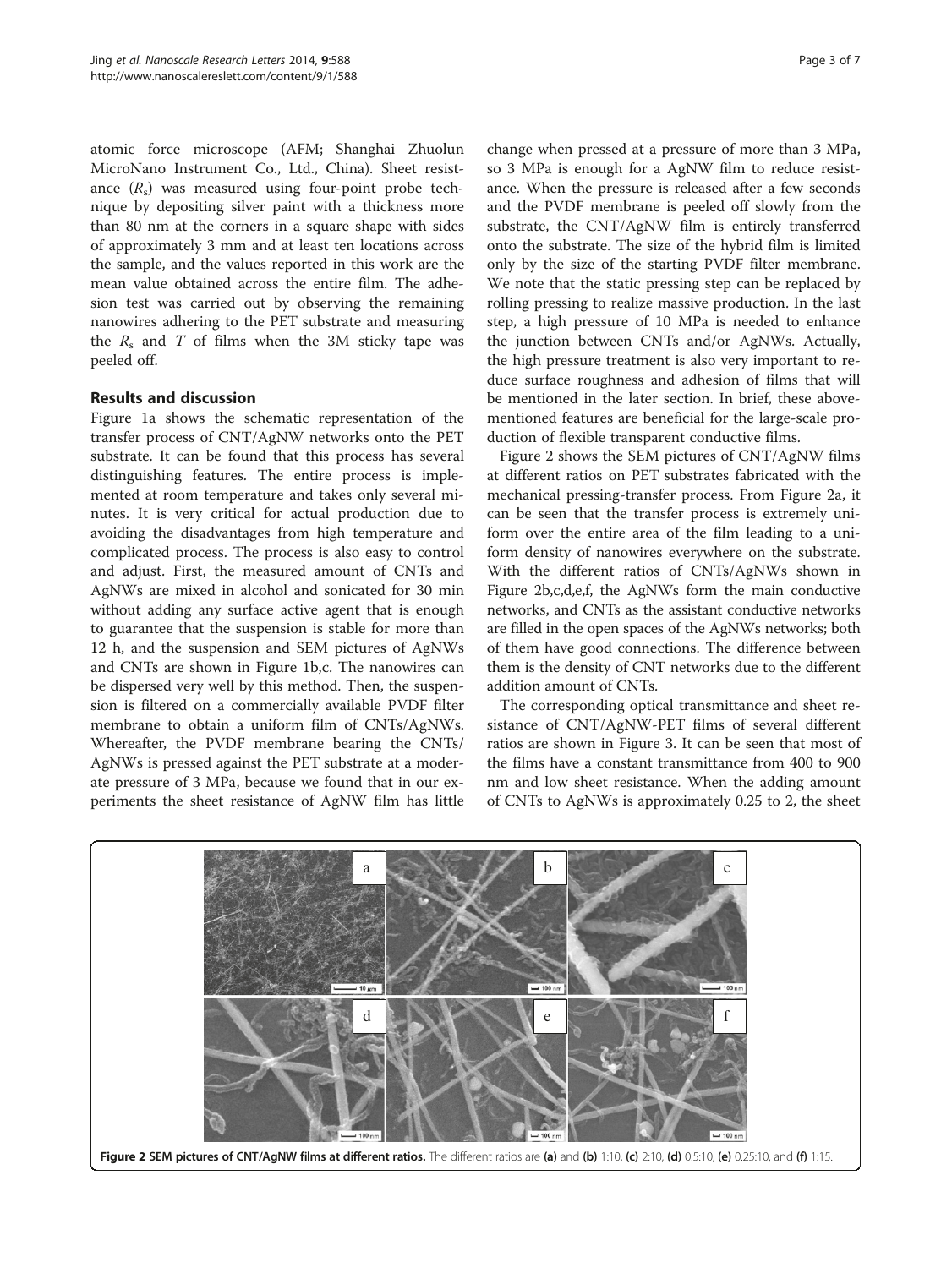atomic force microscope (AFM; Shanghai Zhuolun MicroNano Instrument Co., Ltd., China). Sheet resistance ($R_s$) was measured using four-point probe technique by depositing silver paint with a thickness more than 80 nm at the corners in a square shape with sides of approximately 3 mm and at least ten locations across the sample, and the values reported in this work are the mean value obtained across the entire film. The adhesion test was carried out by observing the remaining nanowires adhering to the PET substrate and measuring the $R_s$ and $T$ of films when the 3M sticky tape was peeled off.

## Results and discussion

Figure 1a shows the schematic representation of the transfer process of CNT/AgNW networks onto the PET substrate. It can be found that this process has several distinguishing features. The entire process is implemented at room temperature and takes only several minutes. It is very critical for actual production due to avoiding the disadvantages from high temperature and complicated process. The process is also easy to control and adjust. First, the measured amount of CNTs and AgNWs are mixed in alcohol and sonicated for 30 min without adding any surface active agent that is enough to guarantee that the suspension is stable for more than 12 h, and the suspension and SEM pictures of AgNWs and CNTs are shown in Figure 1b,c. The nanowires can be dispersed very well by this method. Then, the suspension is filtered on a commercially available PVDF filter membrane to obtain a uniform film of CNTs/AgNWs. Whereafter, the PVDF membrane bearing the CNTs/AgNWs is pressed against the PET substrate at a moderate pressure of 3 MPa, because we found that in our experiments the sheet resistance of AgNW film has little change when pressed at a pressure of more than 3 MPa, so 3 MPa is enough for a AgNW film to reduce resistance. When the pressure is released after a few seconds and the PVDF membrane is peeled off slowly from the substrate, the CNT/AgNW film is entirely transferred onto the substrate. The size of the hybrid film is limited only by the size of the starting PVDF filter membrane. We note that the static pressing step can be replaced by rolling pressing to realize massive production. In the last step, a high pressure of 10 MPa is needed to enhance the junction between CNTs and/or AgNWs. Actually, the high pressure treatment is also very important to reduce surface roughness and adhesion of films that will be mentioned in the later section. In brief, these above-mentioned features are beneficial for the large-scale production of flexible transparent conductive films.

Figure 2 shows the SEM pictures of CNT/AgNW films at different ratios on PET substrates fabricated with the mechanical pressing-transfer process. From Figure 2a, it can be seen that the transfer process is extremely uniform over the entire area of the film leading to a uniform density of nanowires everywhere on the substrate. With the different ratios of CNTs/AgNWs shown in Figure 2b,c,d,e,f, the AgNWs form the main conductive networks, and CNTs as the assistant conductive networks are filled in the open spaces of the AgNWs networks; both of them have good connections. The difference between them is the density of CNT networks due to the different addition amount of CNTs.

The corresponding optical transmittance and sheet resistance of CNT/AgNW-PET films of several different ratios are shown in Figure 3. It can be seen that most of the films have a constant transmittance from 400 to 900 nm and low sheet resistance. When the adding amount of CNTs to AgNWs is approximately 0.25 to 2, the sheet

a b c d e f

10 μm 100 nm 100 nm 100 nm 100 nm 100 nm

**Figure 2 SEM pictures of CNT/AgNW films at different ratios.** The different ratios are **(a)** and **(b)** 1:10, **(c)** 2:10, **(d)** 0.5:10, **(e)** 0.25:10, and **(f)** 1:15.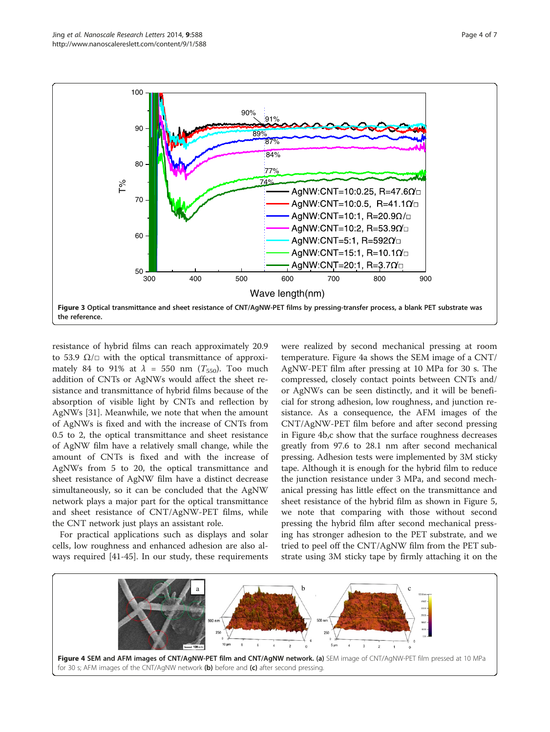100
90
80
70
60
50
T%
300
400
500
600
700
800
900
Wave length(nm)
90%
91%
89%
87%
84%
77%
74%
AgNW:CNT=10:0.25, R=47.6Ω/□
AgNW:CNT=10:0.5, R=41.1Ω/□
AgNW:CNT=10:1, R=20.9Ω/□
AgNW:CNT=10:2, R=53.9Ω/□
AgNW:CNT=5:1, R=592Ω/□
AgNW:CNT=15:1, R=10.1Ω/□
AgNW:CNT=20:1, R=3.7Ω/□

**Figure 3 Optical transmittance and sheet resistance of CNT/AgNW-PET films by pressing-transfer process, a blank PET substrate was the reference.**

resistance of hybrid films can reach approximately 20.9 to 53.9 Ω/□ with the optical transmittance of approximately 84 to 91% at $\lambda$ = 550 nm ($T_{550}$). Too much addition of CNTs or AgNWs would affect the sheet resistance and transmittance of hybrid films because of the absorption of visible light by CNTs and reflection by AgNWs [31]. Meanwhile, we note that when the amount of AgNWs is fixed and with the increase of CNTs from 0.5 to 2, the optical transmittance and sheet resistance of AgNW film have a relatively small change, while the amount of CNTs is fixed and with the increase of AgNWs from 5 to 20, the optical transmittance and sheet resistance of AgNW film have a distinct decrease simultaneously, so it can be concluded that the AgNW network plays a major part for the optical transmittance and sheet resistance of CNT/AgNW-PET films, while the CNT network just plays an assistant role.

For practical applications such as displays and solar cells, low roughness and enhanced adhesion are also always required [41-45]. In our study, these requirements were realized by second mechanical pressing at room temperature. Figure 4a shows the SEM image of a CNT/AgNW-PET film after pressing at 10 MPa for 30 s. The compressed, closely contact points between CNTs and/or AgNWs can be seen distinctly, and it will be beneficial for strong adhesion, low roughness, and junction resistance. As a consequence, the AFM images of the CNT/AgNW-PET film before and after second pressing in Figure 4b,c show that the surface roughness decreases greatly from 97.6 to 28.1 nm after second mechanical pressing. Adhesion tests were implemented by 3M sticky tape. Although it is enough for the hybrid film to reduce the junction resistance under 3 MPa, and second mechanical pressing has little effect on the transmittance and sheet resistance of the hybrid film as shown in Figure 5, we note that comparing with those without second pressing the hybrid film after second mechanical pressing has stronger adhesion to the PET substrate, and we tried to peel off the CNT/AgNW film from the PET substrate using 3M sticky tape by firmly attaching it on the

**Figure 4 SEM and AFM images of CNT/AgNW-PET film and CNT/AgNW network.** **(a)** SEM image of CNT/AgNW-PET film pressed at 10 MPa for 30 s; AFM images of the CNT/AgNW network **(b)** before and **(c)** after second pressing.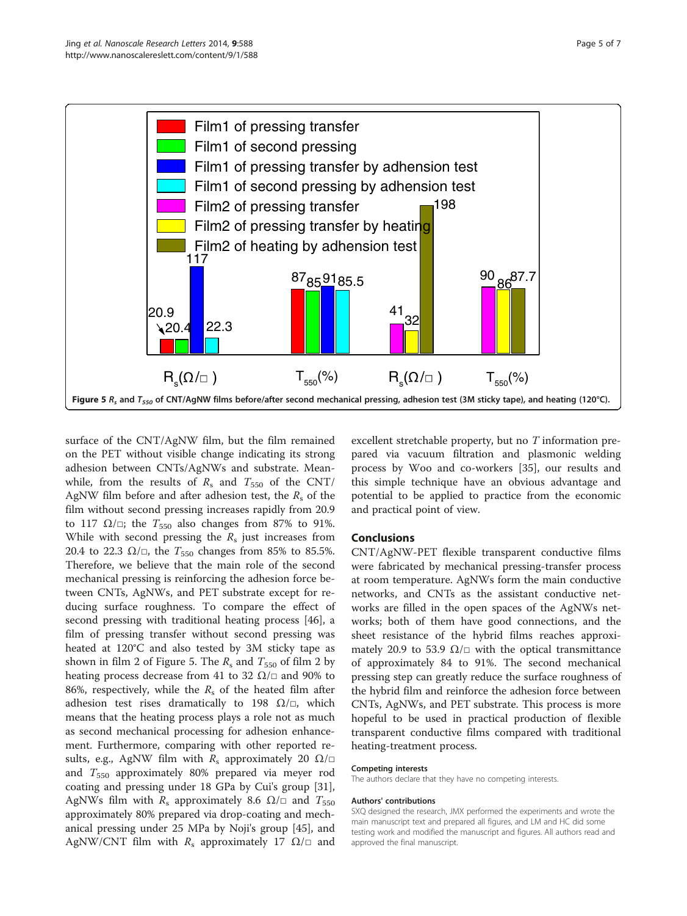Film1 of pressing transfer
Film1 of second pressing
Film1 of pressing transfer by adhesion test
Film1 of second pressing by adhesion test
Film2 of pressing transfer
Film2 of pressing transfer by heating
Film2 of heating by adhesion test

117
20.9
20.4
22.3
87 85 91 85.5
41
32
198
90 86 87.7

$R_s(\Omega/\square)$ $T_{550}(\%)$ $R_s(\Omega/\square)$ $T_{550}(\%)$

**Figure 5** $R_s$ **and** $T_{550}$ **of CNT/AgNW films before/after second mechanical pressing, adhesion test (3M sticky tape), and heating (120°C).**

surface of the CNT/AgNW film, but the film remained on the PET without visible change indicating its strong adhesion between CNTs/AgNWs and substrate. Meanwhile, from the results of $R_s$ and $T_{550}$ of the CNT/AgNW film before and after adhesion test, the $R_s$ of the film without second pressing increases rapidly from 20.9 to 117 $\Omega/\square$; the $T_{550}$ also changes from 87% to 91%. While with second pressing the $R_s$ just increases from 20.4 to 22.3 $\Omega/\square$, the $T_{550}$ changes from 85% to 85.5%. Therefore, we believe that the main role of the second mechanical pressing is reinforcing the adhesion force between CNTs, AgNWs, and PET substrate except for reducing surface roughness. To compare the effect of second pressing with traditional heating process [46], a film of pressing transfer without second pressing was heated at 120°C and also tested by 3M sticky tape as shown in film 2 of Figure 5. The $R_s$ and $T_{550}$ of film 2 by heating process decrease from 41 to 32 $\Omega/\square$ and 90% to 86%, respectively, while the $R_s$ of the heated film after adhesion test rises dramatically to 198 $\Omega/\square$, which means that the heating process plays a role not as much as second mechanical processing for adhesion enhancement. Furthermore, comparing with other reported results, e.g., AgNW film with $R_s$ approximately 20 $\Omega/\square$ and $T_{550}$ approximately 80% prepared via meyer rod coating and pressing under 18 GPa by Cui's group [31], AgNWs film with $R_s$ approximately 8.6 $\Omega/\square$ and $T_{550}$ approximately 80% prepared via drop-coating and mechanical pressing under 25 MPa by Noji's group [45], and AgNW/CNT film with $R_s$ approximately 17 $\Omega/\square$ and excellent stretchable property, but no *T* information prepared via vacuum filtration and plasmonic welding process by Woo and co-workers [35], our results and this simple technique have an obvious advantage and potential to be applied to practice from the economic and practical point of view.

## Conclusions

CNT/AgNW-PET flexible transparent conductive films were fabricated by mechanical pressing-transfer process at room temperature. AgNWs form the main conductive networks, and CNTs as the assistant conductive networks are filled in the open spaces of the AgNWs networks; both of them have good connections, and the sheet resistance of the hybrid films reaches approximately 20.9 to 53.9 $\Omega/\square$ with the optical transmittance of approximately 84 to 91%. The second mechanical pressing step can greatly reduce the surface roughness of the hybrid film and reinforce the adhesion force between CNTs, AgNWs, and PET substrate. This process is more hopeful to be used in practical production of flexible transparent conductive films compared with traditional heating-treatment process.

#### Competing interests

The authors declare that they have no competing interests.

#### Authors' contributions

SXQ designed the research, JMX performed the experiments and wrote the main manuscript text and prepared all figures, and LM and HC did some testing work and modified the manuscript and figures. All authors read and approved the final manuscript.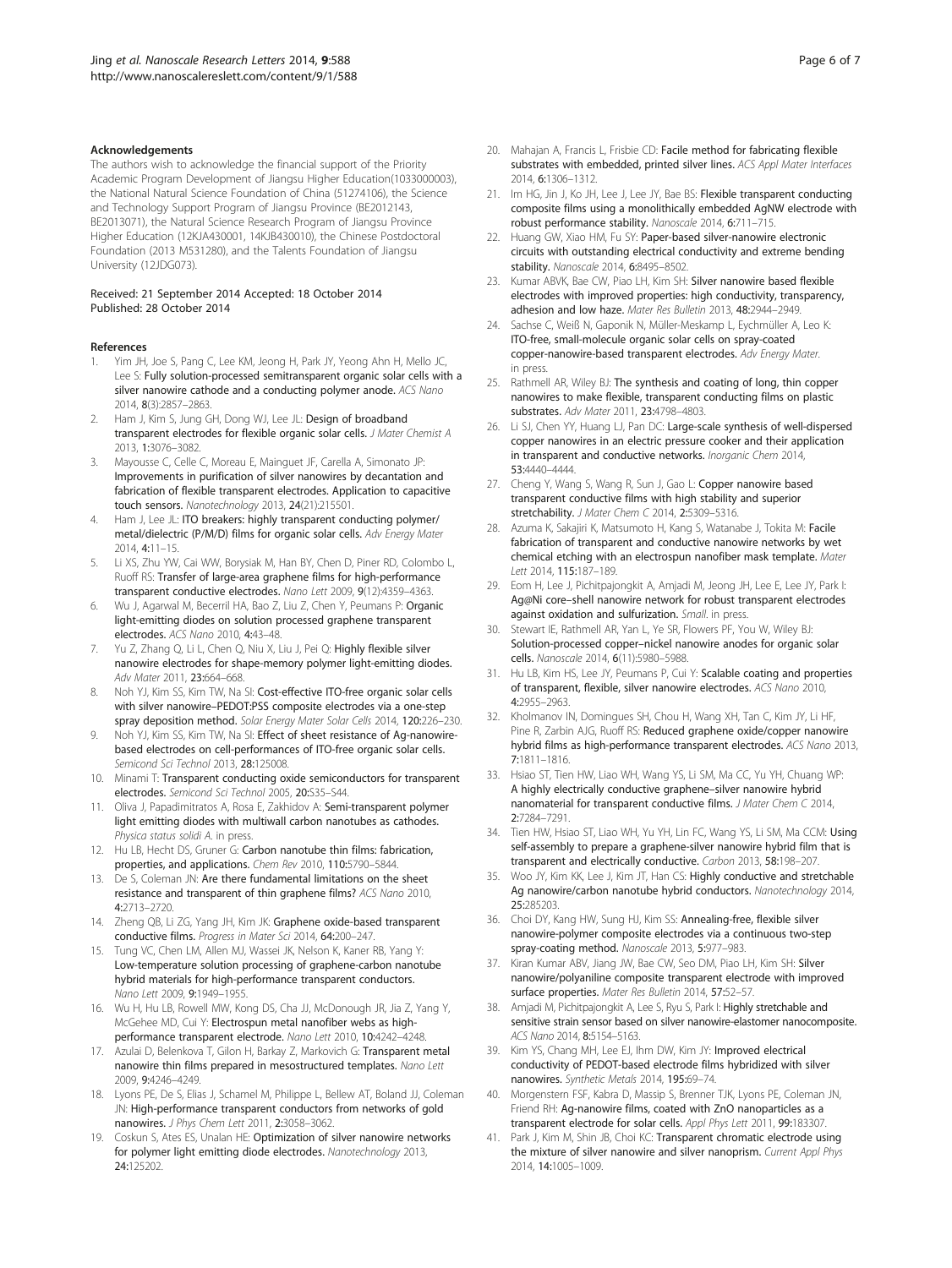### Acknowledgements

The authors wish to acknowledge the financial support of the Priority Academic Program Development of Jiangsu Higher Education(1033000003), the National Natural Science Foundation of China (51274106), the Science and Technology Support Program of Jiangsu Province (BE2012143, BE2013071), the Natural Science Research Program of Jiangsu Province Higher Education (12KJA430001, 14KJB430010), the Chinese Postdoctoral Foundation (2013 M531280), and the Talents Foundation of Jiangsu University (12JDG073).

Received: 21 September 2014 Accepted: 18 October 2014
Published: 28 October 2014

### References

1. Yim JH, Joe S, Pang C, Lee KM, Jeong H, Park JY, Yeong Ahn H, Mello JC, Lee S: **Fully solution-processed semitransparent organic solar cells with a silver nanowire cathode and a conducting polymer anode.** *ACS Nano* 2014, **8**(3):2857–2863.
2. Ham J, Kim S, Jung GH, Dong WJ, Lee JL: **Design of broadband transparent electrodes for flexible organic solar cells.** *J Mater Chemist A* 2013, **1**:3076–3082.
3. Mayousse C, Celle C, Moreau E, Mainguet JF, Carella A, Simonato JP: **Improvements in purification of silver nanowires by decantation and fabrication of flexible transparent electrodes. Application to capacitive touch sensors.** *Nanotechnology* 2013, **24**(21):215501.
4. Ham J, Lee JL: **ITO breakers: highly transparent conducting polymer/metal/dielectric (P/M/D) films for organic solar cells.** *Adv Energy Mater* 2014, **4**:11–15.
5. Li XS, Zhu YW, Cai WW, Borysiak M, Han BY, Chen D, Piner RD, Colombo L, Ruoff RS: **Transfer of large-area graphene films for high-performance transparent conductive electrodes.** *Nano Lett* 2009, **9**(12):4359–4363.
6. Wu J, Agarwal M, Becerril HA, Bao Z, Liu Z, Chen Y, Peumans P: **Organic light-emitting diodes on solution processed graphene transparent electrodes.** *ACS Nano* 2010, **4**:43–48.
7. Yu Z, Zhang Q, Li L, Chen Q, Niu X, Liu J, Pei Q: **Highly flexible silver nanowire electrodes for shape-memory polymer light-emitting diodes.** *Adv Mater* 2011, **23**:664–668.
8. Noh YJ, Kim SS, Kim TW, Na SI: **Cost-effective ITO-free organic solar cells with silver nanowire–PEDOT:PSS composite electrodes via a one-step spray deposition method.** *Solar Energy Mater Solar Cells* 2014, **120**:226–230.
9. Noh YJ, Kim SS, Kim TW, Na SI: **Effect of sheet resistance of Ag-nanowire-based electrodes on cell-performances of ITO-free organic solar cells.** *Semicond Sci Technol* 2013, **28**:125008.
10. Minami T: **Transparent conducting oxide semiconductors for transparent electrodes.** *Semicond Sci Technol* 2005, **20**:S35–S44.
11. Oliva J, Papadimitratos A, Rosa E, Zakhidov A: **Semi-transparent polymer light emitting diodes with multiwall carbon nanotubes as cathodes.** *Physica status solidi A*. in press.
12. Hu LB, Hecht DS, Gruner G: **Carbon nanotube thin films: fabrication, properties, and applications.** *Chem Rev* 2010, **110**:5790–5844.
13. De S, Coleman JN: **Are there fundamental limitations on the sheet resistance and transparent of thin graphene films?** *ACS Nano* 2010, **4**:2713–2720.
14. Zheng QB, Li ZG, Yang JH, Kim JK: **Graphene oxide-based transparent conductive films.** *Progress in Mater Sci* 2014, **64**:200–247.
15. Tung VC, Chen LM, Allen MJ, Wassei JK, Nelson K, Kaner RB, Yang Y: **Low-temperature solution processing of graphene-carbon nanotube hybrid materials for high-performance transparent conductors.** *Nano Lett* 2009, **9**:1949–1955.
16. Wu H, Hu LB, Rowell MW, Kong DS, Cha JJ, McDonough JR, Jia Z, Yang Y, McGehee MD, Cui Y: **Electrospun metal nanofiber webs as high-performance transparent electrode.** *Nano Lett* 2010, **10**:4242–4248.
17. Azulai D, Belenkova T, Gilon H, Barkay Z, Markovich G: **Transparent metal nanowire thin films prepared in mesostructured templates.** *Nano Lett* 2009, **9**:4246–4249.
18. Lyons PE, De S, Elias J, Schamel M, Philippe L, Bellew AT, Boland JJ, Coleman JN: **High-performance transparent conductors from networks of gold nanowires.** *J Phys Chem Lett* 2011, **2**:3058–3062.
19. Coskun S, Ates ES, Unalan HE: **Optimization of silver nanowire networks for polymer light emitting diode electrodes.** *Nanotechnology* 2013, **24**:125202.
20. Mahajan A, Francis L, Frisbie CD: **Facile method for fabricating flexible substrates with embedded, printed silver lines.** *ACS Appl Mater Interfaces* 2014, **6**:1306–1312.
21. Im HG, Jin J, Ko JH, Lee J, Lee JY, Bae BS: **Flexible transparent conducting composite films using a monolithically embedded AgNW electrode with robust performance stability.** *Nanoscale* 2014, **6**:711–715.
22. Huang GW, Xiao HM, Fu SY: **Paper-based silver-nanowire electronic circuits with outstanding electrical conductivity and extreme bending stability.** *Nanoscale* 2014, **6**:8495–8502.
23. Kumar ABVK, Bae CW, Piao LH, Kim SH: **Silver nanowire based flexible electrodes with improved properties: high conductivity, transparency, adhesion and low haze.** *Mater Res Bulletin* 2013, **48**:2944–2949.
24. Sachse C, Weiß N, Gaponik N, Müller-Meskamp L, Eychmüller A, Leo K: **ITO-free, small-molecule organic solar cells on spray-coated copper-nanowire-based transparent electrodes.** *Adv Energy Mater*. in press.
25. Rathmell AR, Wiley BJ: **The synthesis and coating of long, thin copper nanowires to make flexible, transparent conducting films on plastic substrates.** *Adv Mater* 2011, **23**:4798–4803.
26. Li SJ, Chen YY, Huang LJ, Pan DC: **Large-scale synthesis of well-dispersed copper nanowires in an electric pressure cooker and their application in transparent and conductive networks.** *Inorganic Chem* 2014, **53**:4440–4444.
27. Cheng Y, Wang S, Wang R, Sun J, Gao L: **Copper nanowire based transparent conductive films with high stability and superior stretchability.** *J Mater Chem C* 2014, **2**:5309–5316.
28. Azuma K, Sakajiri K, Matsumoto H, Kang S, Watanabe J, Tokita M: **Facile fabrication of transparent and conductive nanowire networks by wet chemical etching with an electrospun nanofiber mask template.** *Mater Lett* 2014, **115**:187–189.
29. Eom H, Lee J, Pichitpajongkit A, Amjadi M, Jeong JH, Lee E, Lee JY, Park I: **Ag@Ni core–shell nanowire network for robust transparent electrodes against oxidation and sulfurization.** *Small*. in press.
30. Stewart IE, Rathmell AR, Yan L, Ye SR, Flowers PF, You W, Wiley BJ: **Solution-processed copper–nickel nanowire anodes for organic solar cells.** *Nanoscale* 2014, **6**(11):5980–5988.
31. Hu LB, Kim HS, Lee JY, Peumans P, Cui Y: **Scalable coating and properties of transparent, flexible, silver nanowire electrodes.** *ACS Nano* 2010, **4**:2955–2963.
32. Kholmanov IN, Domingues SH, Chou H, Wang XH, Tan C, Kim JY, Li HF, Pine R, Zarbin AJG, Ruoff RS: **Reduced graphene oxide/copper nanowire hybrid films as high-performance transparent electrodes.** *ACS Nano* 2013, **7**:1811–1816.
33. Hsiao ST, Tien HW, Liao WH, Wang YS, Li SM, Ma CC, Yu YH, Chuang WP: **A highly electrically conductive graphene–silver nanowire hybrid nanomaterial for transparent conductive films.** *J Mater Chem C* 2014, **2**:7284–7291.
34. Tien HW, Hsiao ST, Liao WH, Yu YH, Lin FC, Wang YS, Li SM, Ma CCM: **Using self-assembly to prepare a graphene-silver nanowire hybrid film that is transparent and electrically conductive.** *Carbon* 2013, **58**:198–207.
35. Woo JY, Kim KK, Lee J, Kim JT, Han CS: **Highly conductive and stretchable Ag nanowire/carbon nanotube hybrid conductors.** *Nanotechnology* 2014, **25**:285203.
36. Choi DY, Kang HW, Sung HJ, Kim SS: **Annealing-free, flexible silver nanowire-polymer composite electrodes via a continuous two-step spray-coating method.** *Nanoscale* 2013, **5**:977–983.
37. Kiran Kumar ABV, Jiang JW, Bae CW, Seo DM, Piao LH, Kim SH: **Silver nanowire/polyaniline composite transparent electrode with improved surface properties.** *Mater Res Bulletin* 2014, **57**:52–57.
38. Amjadi M, Pichitpajongkit A, Lee S, Ryu S, Park I: **Highly stretchable and sensitive strain sensor based on silver nanowire-elastomer nanocomposite.** *ACS Nano* 2014, **8**:5154–5163.
39. Kim YS, Chang MH, Lee EJ, Ihm DW, Kim JY: **Improved electrical conductivity of PEDOT-based electrode films hybridized with silver nanowires.** *Synthetic Metals* 2014, **195**:69–74.
40. Morgenstern FSF, Kabra D, Massip S, Brenner TJK, Lyons PE, Coleman JN, Friend RH: **Ag-nanowire films, coated with ZnO nanoparticles as a transparent electrode for solar cells.** *Appl Phys Lett* 2011, **99**:183307.
41. Park J, Kim M, Shin JB, Choi KC: **Transparent chromatic electrode using the mixture of silver nanowire and silver nanoprism.** *Current Appl Phys* 2014, **14**:1005–1009.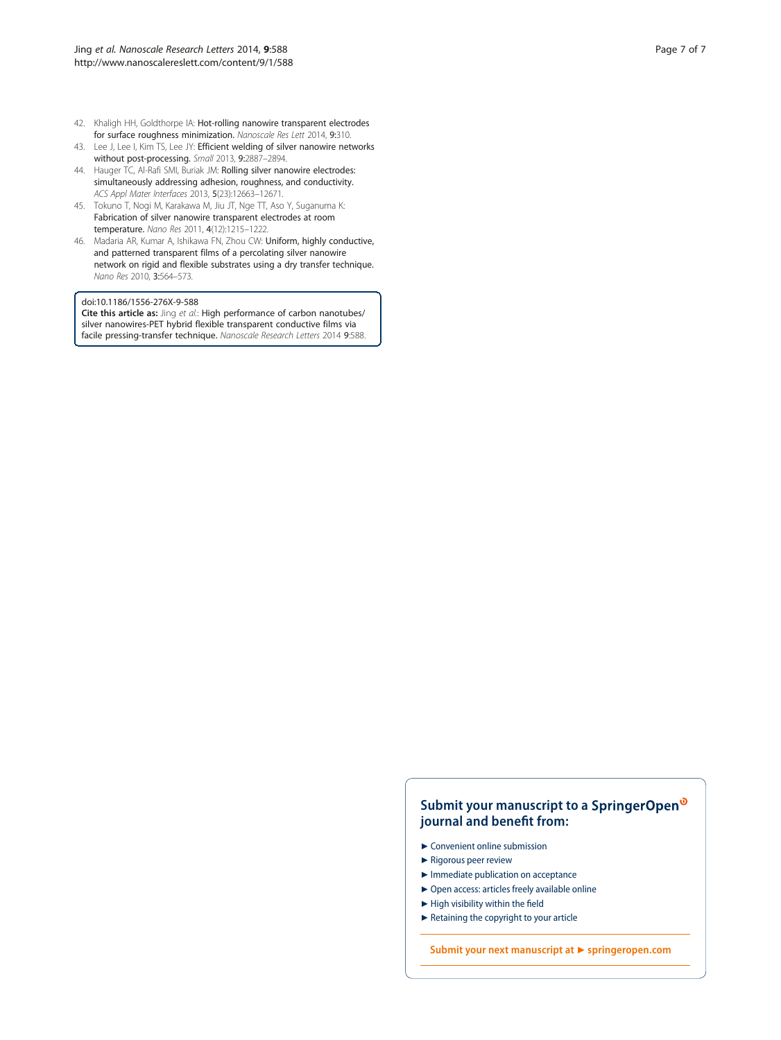42. Khaligh HH, Goldthorpe IA: **Hot-rolling nanowire transparent electrodes for surface roughness minimization.** *Nanoscale Res Lett* 2014, **9**:310.
43. Lee J, Lee I, Kim TS, Lee JY: **Efficient welding of silver nanowire networks without post-processing.** *Small* 2013, **9**:2887–2894.
44. Hauger TC, Al-Rafi SMI, Buriak JM: **Rolling silver nanowire electrodes: simultaneously addressing adhesion, roughness, and conductivity.** *ACS Appl Mater Interfaces* 2013, **5**(23):12663–12671.
45. Tokuno T, Nogi M, Karakawa M, Jiu JT, Nge TT, Aso Y, Suganuma K: **Fabrication of silver nanowire transparent electrodes at room temperature.** *Nano Res* 2011, **4**(12):1215–1222.
46. Madaria AR, Kumar A, Ishikawa FN, Zhou CW: **Uniform, highly conductive, and patterned transparent films of a percolating silver nanowire network on rigid and flexible substrates using a dry transfer technique.** *Nano Res* 2010, **3**:564–573.

doi:10.1186/1556-276X-9-588

**Cite this article as:** Jing *et al.*: High performance of carbon nanotubes/silver nanowires-PET hybrid flexible transparent conductive films via facile pressing-transfer technique. *Nanoscale Research Letters* 2014 **9**:588.

**Submit your manuscript to a SpringerOpen journal and benefit from:**

- ► Convenient online submission
- ► Rigorous peer review
- ► Immediate publication on acceptance
- ► Open access: articles freely available online
- ► High visibility within the field
- ► Retaining the copyright to your article

**Submit your next manuscript at ► springeropen.com**